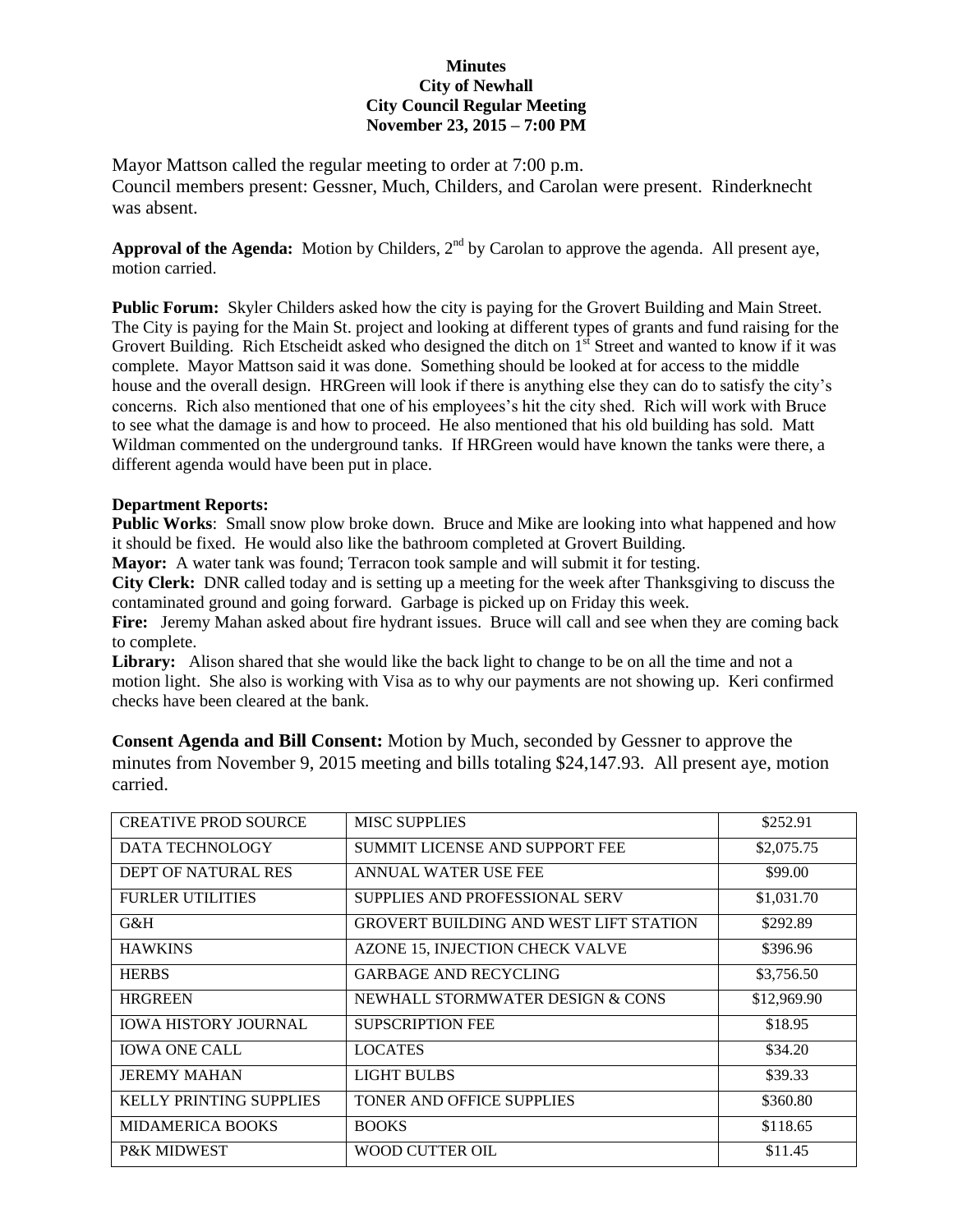**Minutes**
**City of Newhall**
**City Council Regular Meeting**
**November 23, 2015 – 7:00 PM**

Mayor Mattson called the regular meeting to order at 7:00 p.m.
Council members present: Gessner, Much, Childers, and Carolan were present. Rinderknecht was absent.

**Approval of the Agenda:** Motion by Childers, 2nd by Carolan to approve the agenda. All present aye, motion carried.

**Public Forum:** Skyler Childers asked how the city is paying for the Grovert Building and Main Street. The City is paying for the Main St. project and looking at different types of grants and fund raising for the Grovert Building. Rich Etscheidt asked who designed the ditch on 1st Street and wanted to know if it was complete. Mayor Mattson said it was done. Something should be looked at for access to the middle house and the overall design. HRGreen will look if there is anything else they can do to satisfy the city's concerns. Rich also mentioned that one of his employees's hit the city shed. Rich will work with Bruce to see what the damage is and how to proceed. He also mentioned that his old building has sold. Matt Wildman commented on the underground tanks. If HRGreen would have known the tanks were there, a different agenda would have been put in place.

**Department Reports:**

**Public Works**: Small snow plow broke down. Bruce and Mike are looking into what happened and how it should be fixed. He would also like the bathroom completed at Grovert Building.

**Mayor:** A water tank was found; Terracon took sample and will submit it for testing.

**City Clerk:** DNR called today and is setting up a meeting for the week after Thanksgiving to discuss the contaminated ground and going forward. Garbage is picked up on Friday this week.

**Fire:** Jeremy Mahan asked about fire hydrant issues. Bruce will call and see when they are coming back to complete.

**Library:** Alison shared that she would like the back light to change to be on all the time and not a motion light. She also is working with Visa as to why our payments are not showing up. Keri confirmed checks have been cleared at the bank.

**Consent Agenda and Bill Consent:** Motion by Much, seconded by Gessner to approve the minutes from November 9, 2015 meeting and bills totaling $24,147.93. All present aye, motion carried.

| | | |
|---|---|---|
| CREATIVE PROD SOURCE | MISC SUPPLIES | $252.91 |
| DATA TECHNOLOGY | SUMMIT LICENSE AND SUPPORT FEE | $2,075.75 |
| DEPT OF NATURAL RES | ANNUAL WATER USE FEE | $99.00 |
| FURLER UTILITIES | SUPPLIES AND PROFESSIONAL SERV | $1,031.70 |
| G&H | GROVERT BUILDING AND WEST LIFT STATION | $292.89 |
| HAWKINS | AZONE 15, INJECTION CHECK VALVE | $396.96 |
| HERBS | GARBAGE AND RECYCLING | $3,756.50 |
| HRGREEN | NEWHALL STORMWATER DESIGN & CONS | $12,969.90 |
| IOWA HISTORY JOURNAL | SUPSCRIPTION FEE | $18.95 |
| IOWA ONE CALL | LOCATES | $34.20 |
| JEREMY MAHAN | LIGHT BULBS | $39.33 |
| KELLY PRINTING SUPPLIES | TONER AND OFFICE SUPPLIES | $360.80 |
| MIDAMERICA BOOKS | BOOKS | $118.65 |
| P&K MIDWEST | WOOD CUTTER OIL | $11.45 |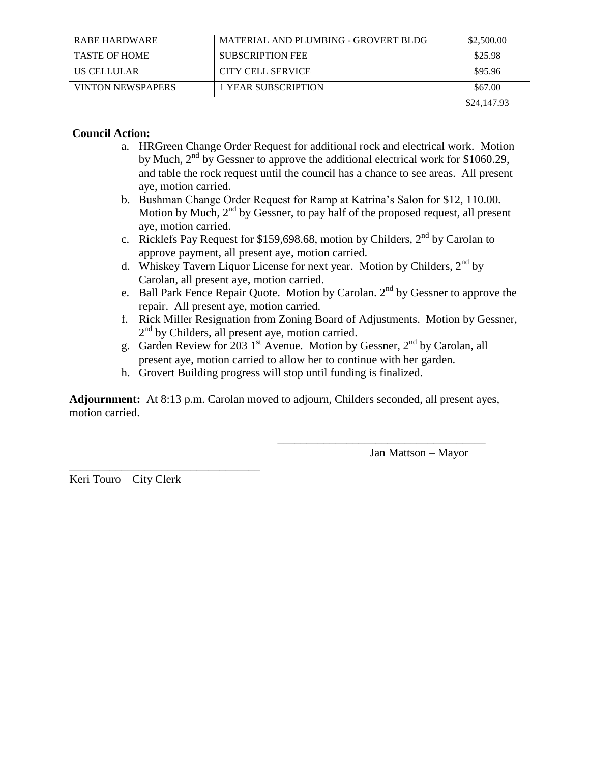| | | |
|---|---|---|
| RABE HARDWARE | MATERIAL AND PLUMBING - GROVERT BLDG | \$2,500.00 |
| TASTE OF HOME | SUBSCRIPTION FEE | \$25.98 |
| US CELLULAR | CITY CELL SERVICE | \$95.96 |
| VINTON NEWSPAPERS | 1 YEAR SUBSCRIPTION | \$67.00 |
| | | \$24,147.93 |

**Council Action:**

a. HRGreen Change Order Request for additional rock and electrical work. Motion by Much, 2nd by Gessner to approve the additional electrical work for \$1060.29, and table the rock request until the council has a chance to see areas. All present aye, motion carried.
b. Bushman Change Order Request for Ramp at Katrina's Salon for \$12, 110.00. Motion by Much, 2nd by Gessner, to pay half of the proposed request, all present aye, motion carried.
c. Ricklefs Pay Request for \$159,698.68, motion by Childers, 2nd by Carolan to approve payment, all present aye, motion carried.
d. Whiskey Tavern Liquor License for next year. Motion by Childers, 2nd by Carolan, all present aye, motion carried.
e. Ball Park Fence Repair Quote. Motion by Carolan. 2nd by Gessner to approve the repair. All present aye, motion carried.
f. Rick Miller Resignation from Zoning Board of Adjustments. Motion by Gessner, 2nd by Childers, all present aye, motion carried.
g. Garden Review for 203 1st Avenue. Motion by Gessner, 2nd by Carolan, all present aye, motion carried to allow her to continue with her garden.
h. Grovert Building progress will stop until funding is finalized.

**Adjournment:** At 8:13 p.m. Carolan moved to adjourn, Childers seconded, all present ayes, motion carried.

\_\_\_\_\_\_\_\_\_\_\_\_\_\_\_\_\_\_\_\_\_\_\_\_\_\_\_\_\_\_\_\_\_\_\_\_

Jan Mattson – Mayor

\_\_\_\_\_\_\_\_\_\_\_\_\_\_\_\_\_\_\_\_\_\_\_\_\_\_\_\_\_\_\_\_\_\_\_\_

Keri Touro – City Clerk